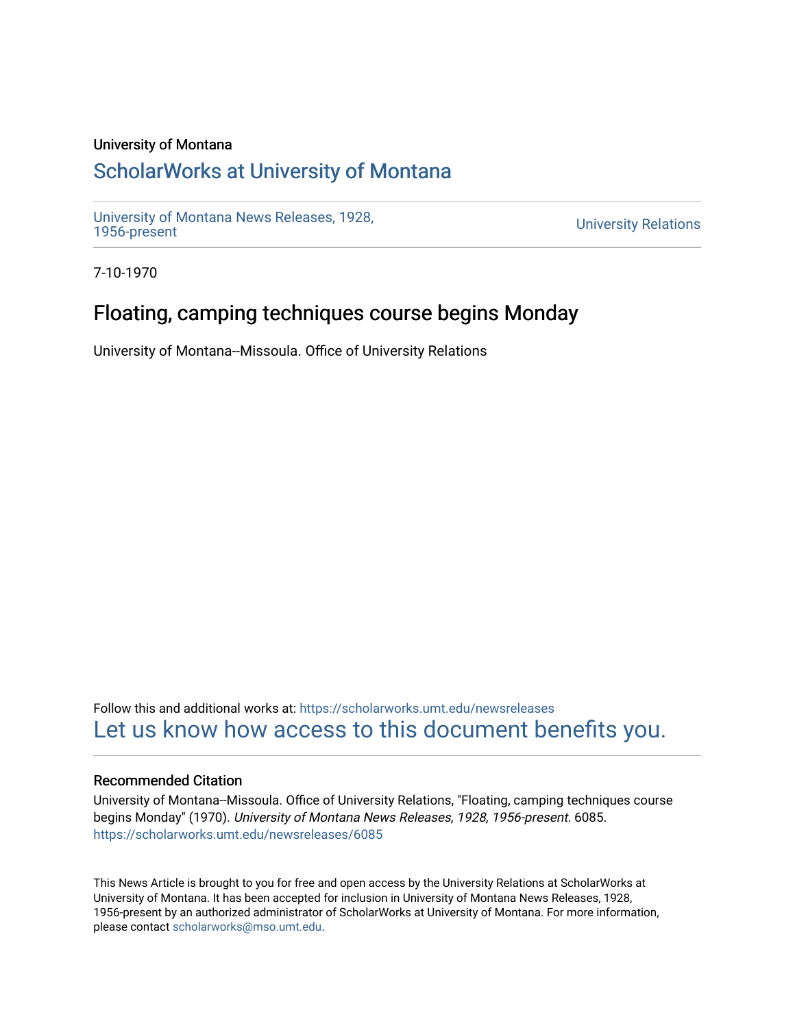University of Montana

# ScholarWorks at University of Montana

University of Montana News Releases, 1928, 1956-present

University Relations

7-10-1970

## Floating, camping techniques course begins Monday

University of Montana--Missoula. Office of University Relations

Follow this and additional works at: https://scholarworks.umt.edu/newsreleases

Let us know how access to this document benefits you.

### Recommended Citation

University of Montana--Missoula. Office of University Relations, "Floating, camping techniques course begins Monday" (1970). *University of Montana News Releases, 1928, 1956-present*. 6085. https://scholarworks.umt.edu/newsreleases/6085

This News Article is brought to you for free and open access by the University Relations at ScholarWorks at University of Montana. It has been accepted for inclusion in University of Montana News Releases, 1928, 1956-present by an authorized administrator of ScholarWorks at University of Montana. For more information, please contact scholarworks@mso.umt.edu.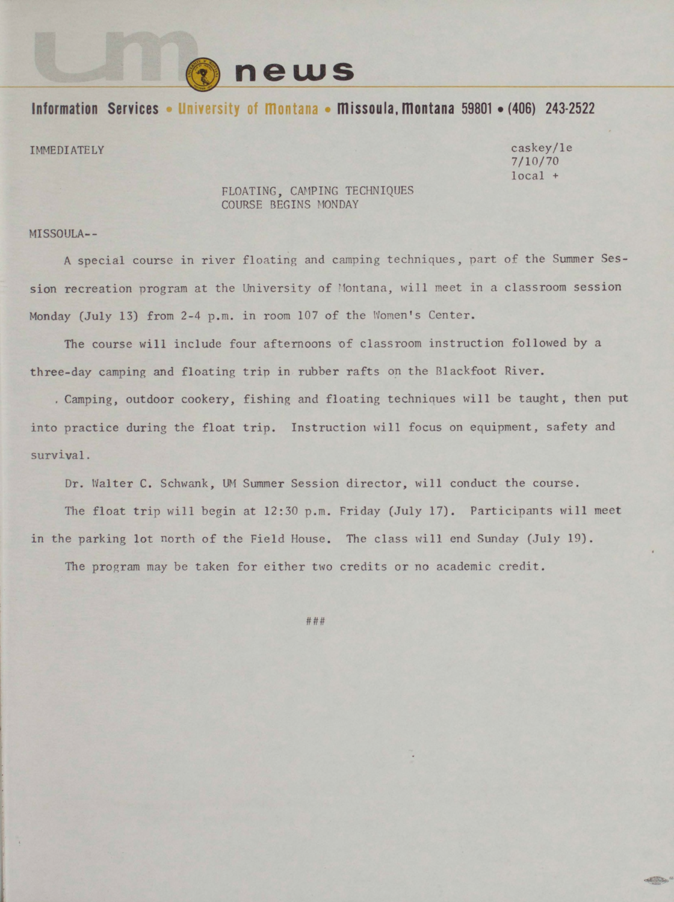# news

**Information Services • University of Montana • Missoula, Montana 59801 • (406) 243-2522**

IMMEDIATELY

caskey/le
7/10/70
local +

## FLOATING, CAMPING TECHNIQUES COURSE BEGINS MONDAY

MISSOULA--

A special course in river floating and camping techniques, part of the Summer Session recreation program at the University of Montana, will meet in a classroom session Monday (July 13) from 2-4 p.m. in room 107 of the Women's Center.

The course will include four afternoons of classroom instruction followed by a three-day camping and floating trip in rubber rafts on the Blackfoot River.

Camping, outdoor cookery, fishing and floating techniques will be taught, then put into practice during the float trip. Instruction will focus on equipment, safety and survival.

Dr. Walter C. Schwank, UM Summer Session director, will conduct the course.

The float trip will begin at 12:30 p.m. Friday (July 17). Participants will meet in the parking lot north of the Field House. The class will end Sunday (July 19).

The program may be taken for either two credits or no academic credit.

###